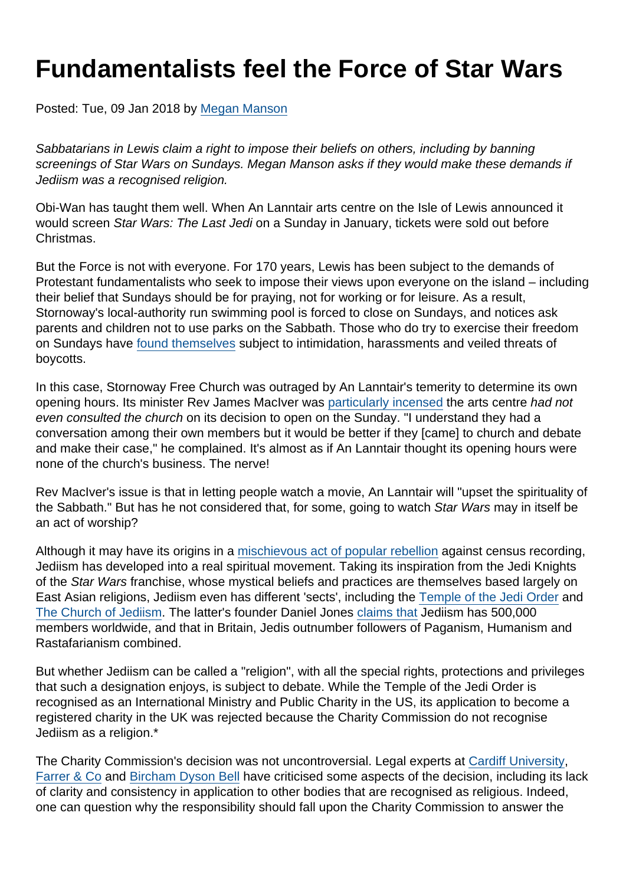# Fundamentalists feel the Force of Star Wars

Posted: Tue, 09 Jan 2018 by Megan Manson

*Sabbatarians in Lewis claim a right to impose their beliefs on others, including by banning screenings of Star Wars on Sundays. Megan Manson asks if they would make these demands if Jediism was a recognised religion.*

Obi-Wan has taught them well. When An Lanntair arts centre on the Isle of Lewis announced it would screen *Star Wars: The Last Jedi* on a Sunday in January, tickets were sold out before Christmas.

But the Force is not with everyone. For 170 years, Lewis has been subject to the demands of Protestant fundamentalists who seek to impose their views upon everyone on the island – including their belief that Sundays should be for praying, not for working or for leisure. As a result, Stornoway's local-authority run swimming pool is forced to close on Sundays, and notices ask parents and children not to use parks on the Sabbath. Those who do try to exercise their freedom on Sundays have found themselves subject to intimidation, harassments and veiled threats of boycotts.

In this case, Stornoway Free Church was outraged by An Lanntair's temerity to determine its own opening hours. Its minister Rev James MacIver was particularly incensed the arts centre *had not even consulted the church* on its decision to open on the Sunday. "I understand they had a conversation among their own members but it would be better if they [came] to church and debate and make their case," he complained. It's almost as if An Lanntair thought its opening hours were none of the church's business. The nerve!

Rev MacIver's issue is that in letting people watch a movie, An Lanntair will "upset the spirituality of the Sabbath." But has he not considered that, for some, going to watch *Star Wars* may in itself be an act of worship?

Although it may have its origins in a mischievous act of popular rebellion against census recording, Jediism has developed into a real spiritual movement. Taking its inspiration from the Jedi Knights of the *Star Wars* franchise, whose mystical beliefs and practices are themselves based largely on East Asian religions, Jediism even has different 'sects', including the Temple of the Jedi Order and The Church of Jediism. The latter's founder Daniel Jones claims that Jediism has 500,000 members worldwide, and that in Britain, Jedis outnumber followers of Paganism, Humanism and Rastafarianism combined.

But whether Jediism can be called a "religion", with all the special rights, protections and privileges that such a designation enjoys, is subject to debate. While the Temple of the Jedi Order is recognised as an International Ministry and Public Charity in the US, its application to become a registered charity in the UK was rejected because the Charity Commission do not recognise Jediism as a religion.*

The Charity Commission's decision was not uncontroversial. Legal experts at Cardiff University, Farrer & Co and Bircham Dyson Bell have criticised some aspects of the decision, including its lack of clarity and consistency in application to other bodies that are recognised as religious. Indeed, one can question why the responsibility should fall upon the Charity Commission to answer the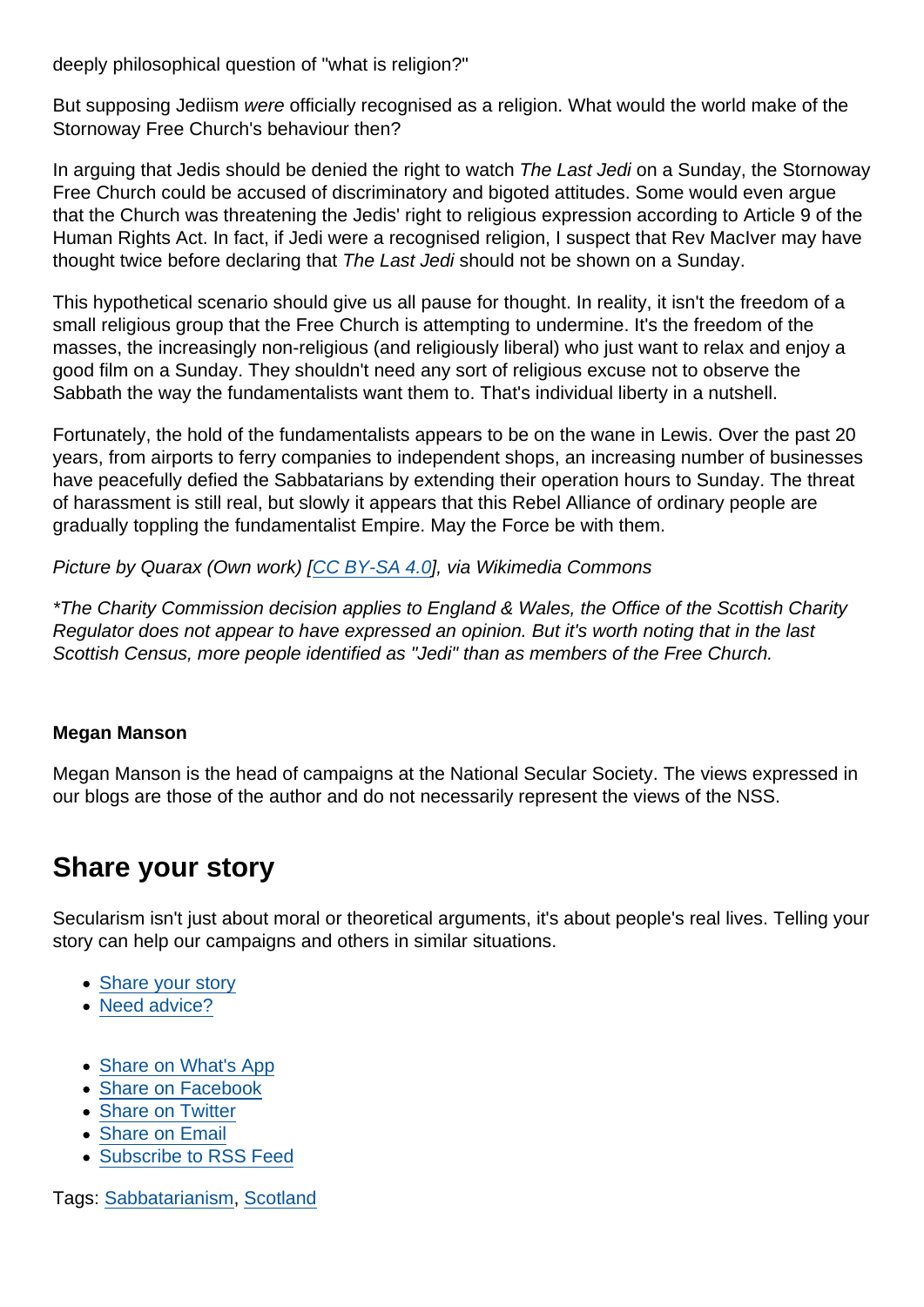deeply philosophical question of "what is religion?"

But supposing Jediism *were* officially recognised as a religion. What would the world make of the Stornoway Free Church's behaviour then?

In arguing that Jedis should be denied the right to watch *The Last Jedi* on a Sunday, the Stornoway Free Church could be accused of discriminatory and bigoted attitudes. Some would even argue that the Church was threatening the Jedis' right to religious expression according to Article 9 of the Human Rights Act. In fact, if Jedi were a recognised religion, I suspect that Rev MacIver may have thought twice before declaring that *The Last Jedi* should not be shown on a Sunday.

This hypothetical scenario should give us all pause for thought. In reality, it isn't the freedom of a small religious group that the Free Church is attempting to undermine. It's the freedom of the masses, the increasingly non-religious (and religiously liberal) who just want to relax and enjoy a good film on a Sunday. They shouldn't need any sort of religious excuse not to observe the Sabbath the way the fundamentalists want them to. That's individual liberty in a nutshell.

Fortunately, the hold of the fundamentalists appears to be on the wane in Lewis. Over the past 20 years, from airports to ferry companies to independent shops, an increasing number of businesses have peacefully defied the Sabbatarians by extending their operation hours to Sunday. The threat of harassment is still real, but slowly it appears that this Rebel Alliance of ordinary people are gradually toppling the fundamentalist Empire. May the Force be with them.

*Picture by Quarax (Own work) [CC BY-SA 4.0], via Wikimedia Commons*

*\*The Charity Commission decision applies to England & Wales, the Office of the Scottish Charity Regulator does not appear to have expressed an opinion. But it's worth noting that in the last Scottish Census, more people identified as "Jedi" than as members of the Free Church.*

**Megan Manson**

Megan Manson is the head of campaigns at the National Secular Society. The views expressed in our blogs are those of the author and do not necessarily represent the views of the NSS.

## Share your story

Secularism isn't just about moral or theoretical arguments, it's about people's real lives. Telling your story can help our campaigns and others in similar situations.

- Share your story
- Need advice?

- Share on What's App
- Share on Facebook
- Share on Twitter
- Share on Email
- Subscribe to RSS Feed

Tags: Sabbatarianism, Scotland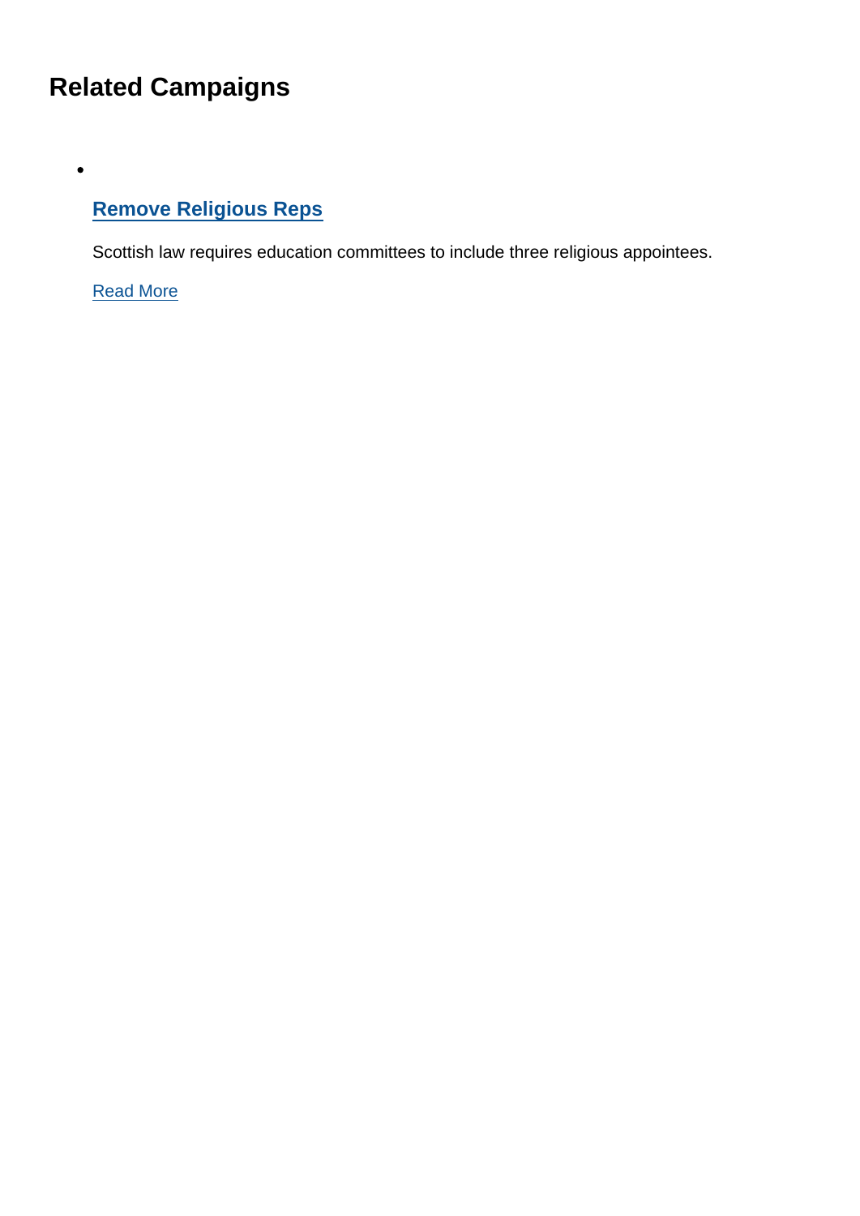## Related Campaigns

- ### Remove Religious Reps

  Scottish law requires education committees to include three religious appointees.

  Read More